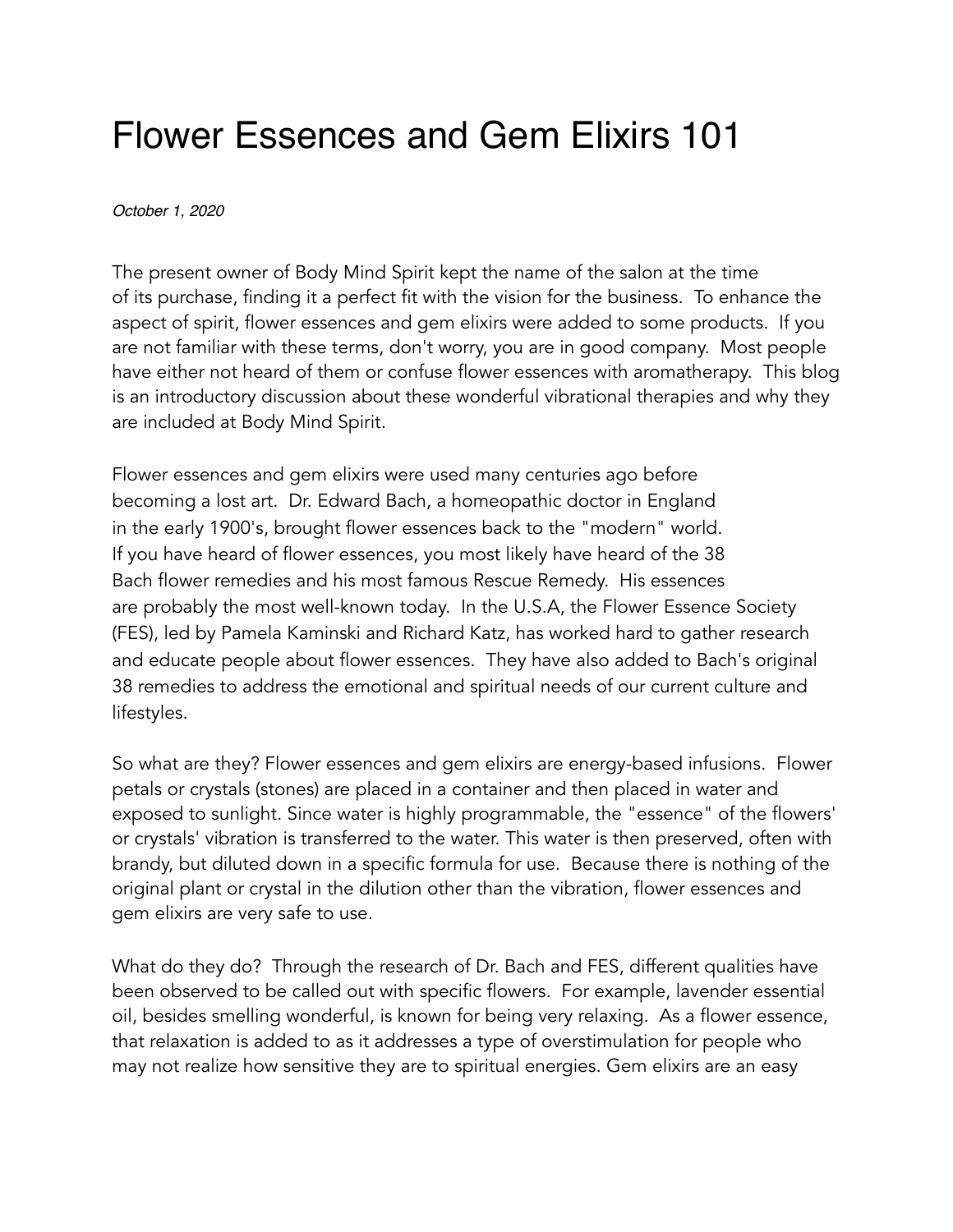# Flower Essences and Gem Elixirs 101

*October 1, 2020*

The present owner of Body Mind Spirit kept the name of the salon at the time of its purchase, finding it a perfect fit with the vision for the business. To enhance the aspect of spirit, flower essences and gem elixirs were added to some products. If you are not familiar with these terms, don't worry, you are in good company. Most people have either not heard of them or confuse flower essences with aromatherapy. This blog is an introductory discussion about these wonderful vibrational therapies and why they are included at Body Mind Spirit.

Flower essences and gem elixirs were used many centuries ago before becoming a lost art. Dr. Edward Bach, a homeopathic doctor in England in the early 1900's, brought flower essences back to the "modern" world. If you have heard of flower essences, you most likely have heard of the 38 Bach flower remedies and his most famous Rescue Remedy. His essences are probably the most well-known today. In the U.S.A, the Flower Essence Society (FES), led by Pamela Kaminski and Richard Katz, has worked hard to gather research and educate people about flower essences. They have also added to Bach's original 38 remedies to address the emotional and spiritual needs of our current culture and lifestyles.

So what are they? Flower essences and gem elixirs are energy-based infusions. Flower petals or crystals (stones) are placed in a container and then placed in water and exposed to sunlight. Since water is highly programmable, the "essence" of the flowers' or crystals' vibration is transferred to the water. This water is then preserved, often with brandy, but diluted down in a specific formula for use. Because there is nothing of the original plant or crystal in the dilution other than the vibration, flower essences and gem elixirs are very safe to use.

What do they do? Through the research of Dr. Bach and FES, different qualities have been observed to be called out with specific flowers. For example, lavender essential oil, besides smelling wonderful, is known for being very relaxing. As a flower essence, that relaxation is added to as it addresses a type of overstimulation for people who may not realize how sensitive they are to spiritual energies. Gem elixirs are an easy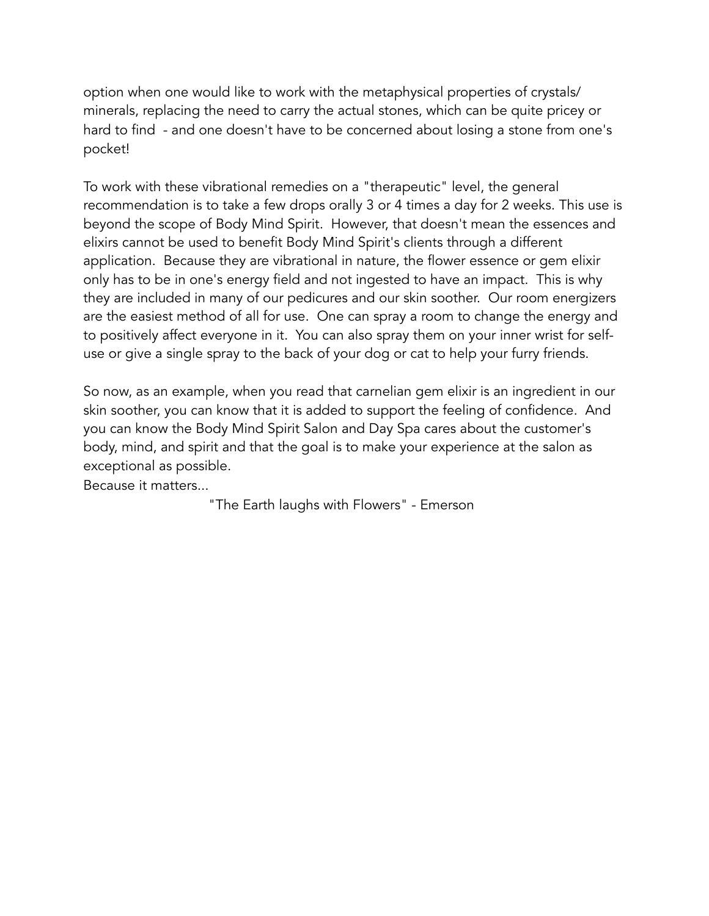option when one would like to work with the metaphysical properties of crystals/minerals, replacing the need to carry the actual stones, which can be quite pricey or hard to find - and one doesn't have to be concerned about losing a stone from one's pocket!

To work with these vibrational remedies on a "therapeutic" level, the general recommendation is to take a few drops orally 3 or 4 times a day for 2 weeks. This use is beyond the scope of Body Mind Spirit. However, that doesn't mean the essences and elixirs cannot be used to benefit Body Mind Spirit's clients through a different application. Because they are vibrational in nature, the flower essence or gem elixir only has to be in one's energy field and not ingested to have an impact. This is why they are included in many of our pedicures and our skin soother. Our room energizers are the easiest method of all for use. One can spray a room to change the energy and to positively affect everyone in it. You can also spray them on your inner wrist for self-use or give a single spray to the back of your dog or cat to help your furry friends.

So now, as an example, when you read that carnelian gem elixir is an ingredient in our skin soother, you can know that it is added to support the feeling of confidence. And you can know the Body Mind Spirit Salon and Day Spa cares about the customer's body, mind, and spirit and that the goal is to make your experience at the salon as exceptional as possible.
Because it matters...

"The Earth laughs with Flowers" - Emerson